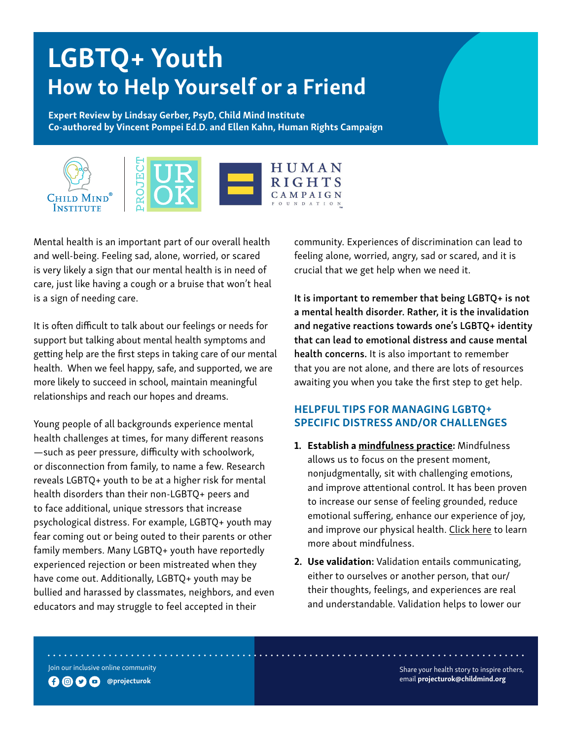# LGBTQ+ Youth
## How to Help Yourself or a Friend

**Expert Review by Lindsay Gerber, PsyD, Child Mind Institute**
**Co-authored by Vincent Pompei Ed.D. and Ellen Kahn, Human Rights Campaign**

Mental health is an important part of our overall health and well-being. Feeling sad, alone, worried, or scared is very likely a sign that our mental health is in need of care, just like having a cough or a bruise that won't heal is a sign of needing care.

It is often difficult to talk about our feelings or needs for support but talking about mental health symptoms and getting help are the first steps in taking care of our mental health. When we feel happy, safe, and supported, we are more likely to succeed in school, maintain meaningful relationships and reach our hopes and dreams.

Young people of all backgrounds experience mental health challenges at times, for many different reasons —such as peer pressure, difficulty with schoolwork, or disconnection from family, to name a few. Research reveals LGBTQ+ youth to be at a higher risk for mental health disorders than their non-LGBTQ+ peers and to face additional, unique stressors that increase psychological distress. For example, LGBTQ+ youth may fear coming out or being outed to their parents or other family members. Many LGBTQ+ youth have reportedly experienced rejection or been mistreated when they have come out. Additionally, LGBTQ+ youth may be bullied and harassed by classmates, neighbors, and even educators and may struggle to feel accepted in their community. Experiences of discrimination can lead to feeling alone, worried, angry, sad or scared, and it is crucial that we get help when we need it.

**It is important to remember that being LGBTQ+ is not a mental health disorder. Rather, it is the invalidation and negative reactions towards one's LGBTQ+ identity that can lead to emotional distress and cause mental health concerns.** It is also important to remember that you are not alone, and there are lots of resources awaiting you when you take the first step to get help.

### HELPFUL TIPS FOR MANAGING LGBTQ+ SPECIFIC DISTRESS AND/OR CHALLENGES

1. **Establish a mindfulness practice:** Mindfulness allows us to focus on the present moment, nonjudgmentally, sit with challenging emotions, and improve attentional control. It has been proven to increase our sense of feeling grounded, reduce emotional suffering, enhance our experience of joy, and improve our physical health. Click here to learn more about mindfulness.
2. **Use validation:** Validation entails communicating, either to ourselves or another person, that our/their thoughts, feelings, and experiences are real and understandable. Validation helps to lower our

Join our inclusive online community @projecturok

Share your health story to inspire others, email **projecturok@childmind.org**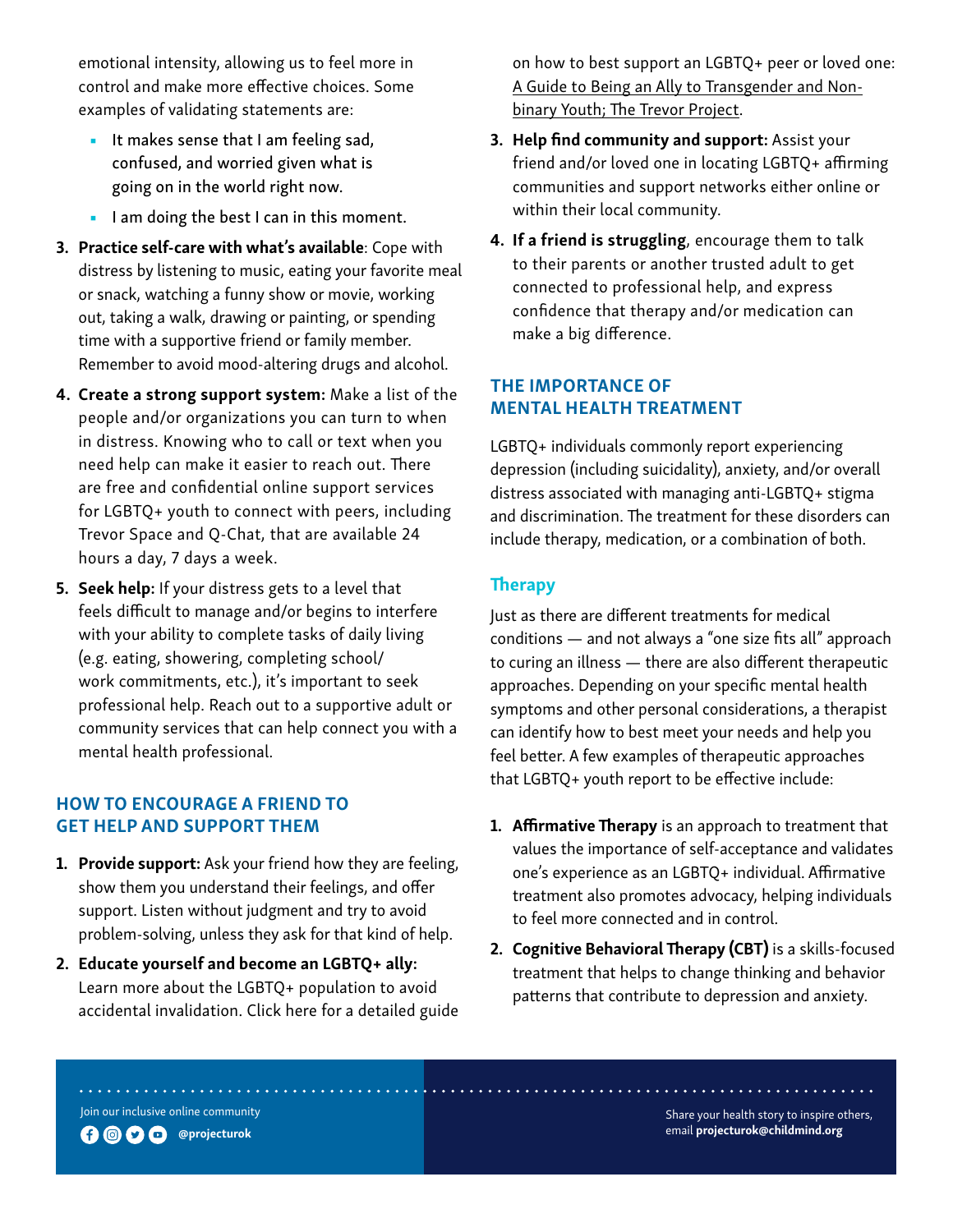emotional intensity, allowing us to feel more in control and make more effective choices. Some examples of validating statements are:

- It makes sense that I am feeling sad, confused, and worried given what is going on in the world right now.
- I am doing the best I can in this moment.

3. **Practice self-care with what's available**: Cope with distress by listening to music, eating your favorite meal or snack, watching a funny show or movie, working out, taking a walk, drawing or painting, or spending time with a supportive friend or family member. Remember to avoid mood-altering drugs and alcohol.
4. **Create a strong support system:** Make a list of the people and/or organizations you can turn to when in distress. Knowing who to call or text when you need help can make it easier to reach out. There are free and confidential online support services for LGBTQ+ youth to connect with peers, including Trevor Space and Q-Chat, that are available 24 hours a day, 7 days a week.
5. **Seek help:** If your distress gets to a level that feels difficult to manage and/or begins to interfere with your ability to complete tasks of daily living (e.g. eating, showering, completing school/work commitments, etc.), it's important to seek professional help. Reach out to a supportive adult or community services that can help connect you with a mental health professional.

## HOW TO ENCOURAGE A FRIEND TO GET HELP AND SUPPORT THEM

1. **Provide support:** Ask your friend how they are feeling, show them you understand their feelings, and offer support. Listen without judgment and try to avoid problem-solving, unless they ask for that kind of help.
2. **Educate yourself and become an LGBTQ+ ally:** Learn more about the LGBTQ+ population to avoid accidental invalidation. Click here for a detailed guide on how to best support an LGBTQ+ peer or loved one: A Guide to Being an Ally to Transgender and Non-binary Youth; The Trevor Project.
3. **Help find community and support:** Assist your friend and/or loved one in locating LGBTQ+ affirming communities and support networks either online or within their local community.
4. **If a friend is struggling**, encourage them to talk to their parents or another trusted adult to get connected to professional help, and express confidence that therapy and/or medication can make a big difference.

## THE IMPORTANCE OF MENTAL HEALTH TREATMENT

LGBTQ+ individuals commonly report experiencing depression (including suicidality), anxiety, and/or overall distress associated with managing anti-LGBTQ+ stigma and discrimination. The treatment for these disorders can include therapy, medication, or a combination of both.

### Therapy

Just as there are different treatments for medical conditions — and not always a "one size fits all" approach to curing an illness — there are also different therapeutic approaches. Depending on your specific mental health symptoms and other personal considerations, a therapist can identify how to best meet your needs and help you feel better. A few examples of therapeutic approaches that LGBTQ+ youth report to be effective include:

1. **Affirmative Therapy** is an approach to treatment that values the importance of self-acceptance and validates one's experience as an LGBTQ+ individual. Affirmative treatment also promotes advocacy, helping individuals to feel more connected and in control.
2. **Cognitive Behavioral Therapy (CBT)** is a skills-focused treatment that helps to change thinking and behavior patterns that contribute to depression and anxiety.

Join our inclusive online community @projecturok

Share your health story to inspire others, email **projecturok@childmind.org**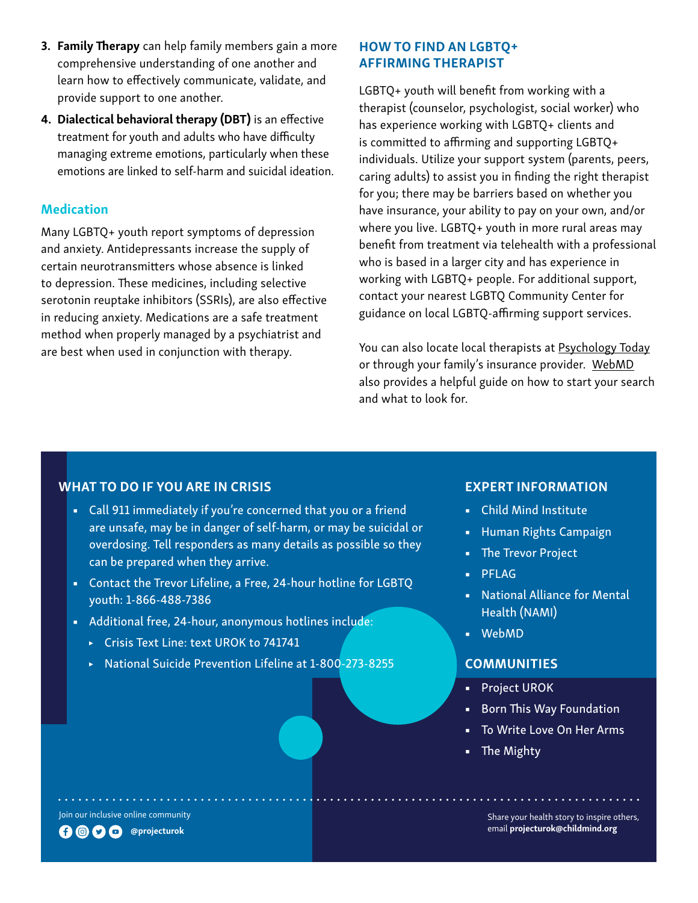3. **Family Therapy** can help family members gain a more comprehensive understanding of one another and learn how to effectively communicate, validate, and provide support to one another.
4. **Dialectical behavioral therapy (DBT)** is an effective treatment for youth and adults who have difficulty managing extreme emotions, particularly when these emotions are linked to self-harm and suicidal ideation.

### Medication

Many LGBTQ+ youth report symptoms of depression and anxiety. Antidepressants increase the supply of certain neurotransmitters whose absence is linked to depression. These medicines, including selective serotonin reuptake inhibitors (SSRIs), are also effective in reducing anxiety. Medications are a safe treatment method when properly managed by a psychiatrist and are best when used in conjunction with therapy.

## HOW TO FIND AN LGBTQ+ AFFIRMING THERAPIST

LGBTQ+ youth will benefit from working with a therapist (counselor, psychologist, social worker) who has experience working with LGBTQ+ clients and is committed to affirming and supporting LGBTQ+ individuals. Utilize your support system (parents, peers, caring adults) to assist you in finding the right therapist for you; there may be barriers based on whether you have insurance, your ability to pay on your own, and/or where you live. LGBTQ+ youth in more rural areas may benefit from treatment via telehealth with a professional who is based in a larger city and has experience in working with LGBTQ+ people. For additional support, contact your nearest LGBTQ Community Center for guidance on local LGBTQ-affirming support services.

You can also locate local therapists at Psychology Today or through your family's insurance provider. WebMD also provides a helpful guide on how to start your search and what to look for.

## WHAT TO DO IF YOU ARE IN CRISIS

- Call 911 immediately if you're concerned that you or a friend are unsafe, may be in danger of self-harm, or may be suicidal or overdosing. Tell responders as many details as possible so they can be prepared when they arrive.
- Contact the Trevor Lifeline, a Free, 24-hour hotline for LGBTQ youth: 1-866-488-7386
- Additional free, 24-hour, anonymous hotlines include:
  - Crisis Text Line: text UROK to 741741
  - National Suicide Prevention Lifeline at 1-800-273-8255

## EXPERT INFORMATION

- Child Mind Institute
- Human Rights Campaign
- The Trevor Project
- PFLAG
- National Alliance for Mental Health (NAMI)
- WebMD

## COMMUNITIES

- Project UROK
- Born This Way Foundation
- To Write Love On Her Arms
- The Mighty

Join our inclusive online community
@projecturok

Share your health story to inspire others, email **projecturok@childmind.org**